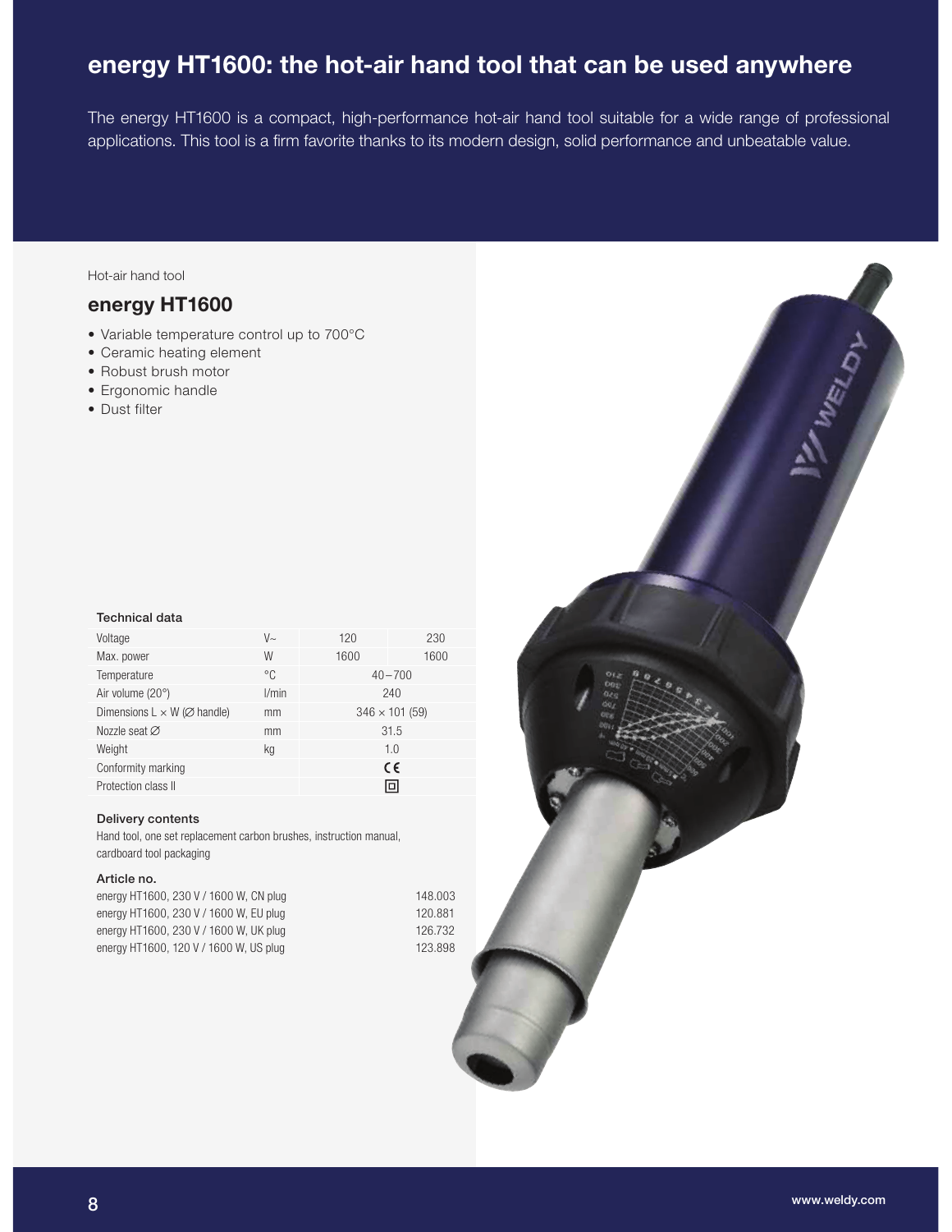# energy HT1600: the hot-air hand tool that can be used anywhere

The energy HT1600 is a compact, high-performance hot-air hand tool suitable for a wide range of professional applications. This tool is a firm favorite thanks to its modern design, solid performance and unbeatable value.

Hot-air hand tool

## energy HT1600

- Variable temperature control up to 700°C
- Ceramic heating element
- Robust brush motor
- Ergonomic handle
- Dust filter

### Technical data

| | | | |
|---|---|---|---|
| Voltage | V~ | 120 | 230 |
| Max. power | W | 1600 | 1600 |
| Temperature | °C | 40 – 700 | |
| Air volume (20°) | l/min | 240 | |
| Dimensions L × W (∅ handle) | mm | 346 × 101 (59) | |
| Nozzle seat ∅ | mm | 31.5 | |
| Weight | kg | 1.0 | |
| Conformity marking | | CE | |
| Protection class II | | ⧈ | |

### Delivery contents

Hand tool, one set replacement carbon brushes, instruction manual, cardboard tool packaging

### Article no.

| | |
|---|---|
| energy HT1600, 230 V / 1600 W, CN plug | 148.003 |
| energy HT1600, 230 V / 1600 W, EU plug | 120.881 |
| energy HT1600, 230 V / 1600 W, UK plug | 126.732 |
| energy HT1600, 120 V / 1600 W, US plug | 123.898 |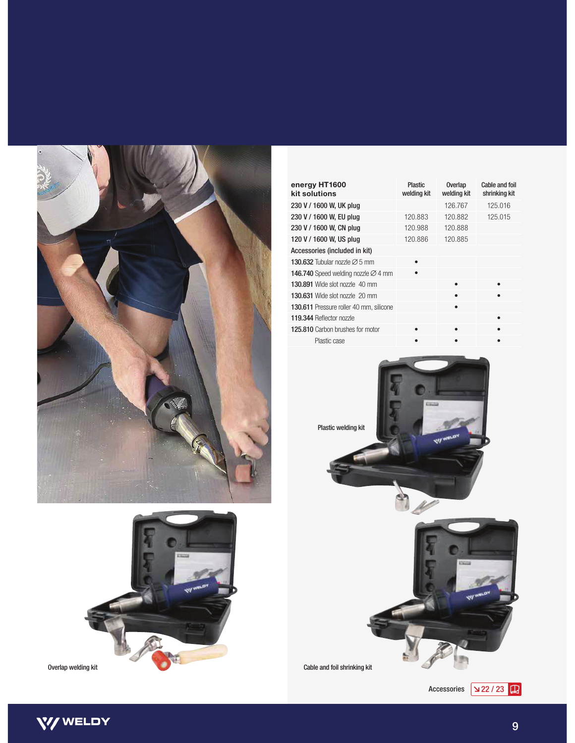| energy HT1600 kit solutions | Plastic welding kit | Overlap welding kit | Cable and foil shrinking kit |
|---|---|---|---|
| 230 V / 1600 W, UK plug | | 126.767 | 125.016 |
| 230 V / 1600 W, EU plug | 120.883 | 120.882 | 125.015 |
| 230 V / 1600 W, CN plug | 120.988 | 120.888 | |
| 120 V / 1600 W, US plug | 120.886 | 120.885 | |
| Accessories (included in kit) | | | |
| **130.632** Tubular nozzle ∅ 5 mm | • | | |
| **146.740** Speed welding nozzle ∅ 4 mm | • | | |
| **130.891** Wide slot nozzle 40 mm | | • | • |
| **130.631** Wide slot nozzle 20 mm | | • | • |
| **130.611** Pressure roller 40 mm, silicone | | • | |
| **119.344** Reflector nozzle | | | • |
| **125.810** Carbon brushes for motor | • | • | • |
| Plastic case | • | • | • |

Plastic welding kit

Overlap welding kit

Cable and foil shrinking kit

Accessories ↘ 22 / 23